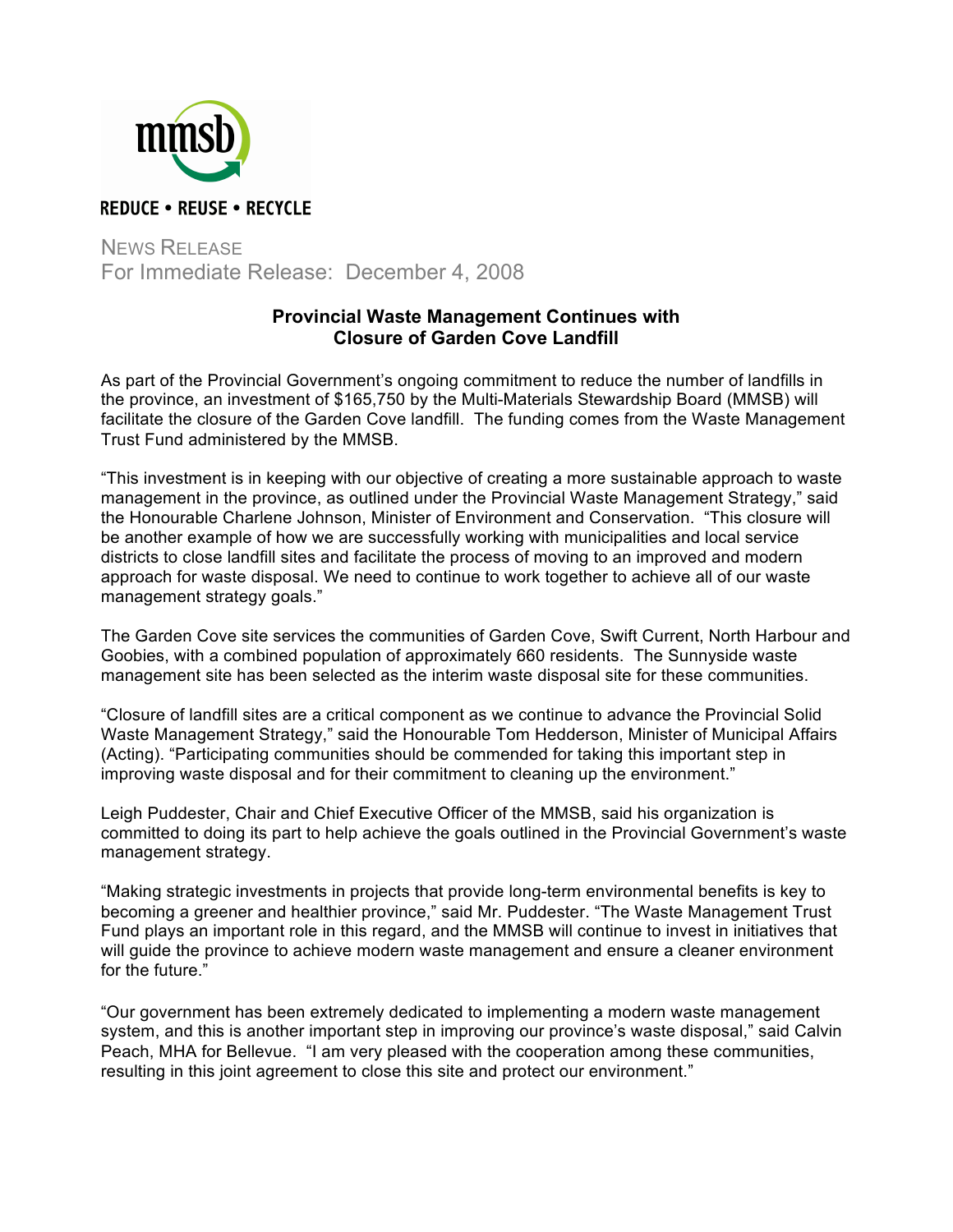mmsb

REDUCE • REUSE • RECYCLE

NEWS RELEASE
For Immediate Release: December 4, 2008

## Provincial Waste Management Continues with Closure of Garden Cove Landfill

As part of the Provincial Government's ongoing commitment to reduce the number of landfills in the province, an investment of $165,750 by the Multi-Materials Stewardship Board (MMSB) will facilitate the closure of the Garden Cove landfill. The funding comes from the Waste Management Trust Fund administered by the MMSB.

"This investment is in keeping with our objective of creating a more sustainable approach to waste management in the province, as outlined under the Provincial Waste Management Strategy," said the Honourable Charlene Johnson, Minister of Environment and Conservation. "This closure will be another example of how we are successfully working with municipalities and local service districts to close landfill sites and facilitate the process of moving to an improved and modern approach for waste disposal. We need to continue to work together to achieve all of our waste management strategy goals."

The Garden Cove site services the communities of Garden Cove, Swift Current, North Harbour and Goobies, with a combined population of approximately 660 residents. The Sunnyside waste management site has been selected as the interim waste disposal site for these communities.

"Closure of landfill sites are a critical component as we continue to advance the Provincial Solid Waste Management Strategy," said the Honourable Tom Hedderson, Minister of Municipal Affairs (Acting). "Participating communities should be commended for taking this important step in improving waste disposal and for their commitment to cleaning up the environment."

Leigh Puddester, Chair and Chief Executive Officer of the MMSB, said his organization is committed to doing its part to help achieve the goals outlined in the Provincial Government's waste management strategy.

"Making strategic investments in projects that provide long-term environmental benefits is key to becoming a greener and healthier province," said Mr. Puddester. "The Waste Management Trust Fund plays an important role in this regard, and the MMSB will continue to invest in initiatives that will guide the province to achieve modern waste management and ensure a cleaner environment for the future."

"Our government has been extremely dedicated to implementing a modern waste management system, and this is another important step in improving our province's waste disposal," said Calvin Peach, MHA for Bellevue. "I am very pleased with the cooperation among these communities, resulting in this joint agreement to close this site and protect our environment."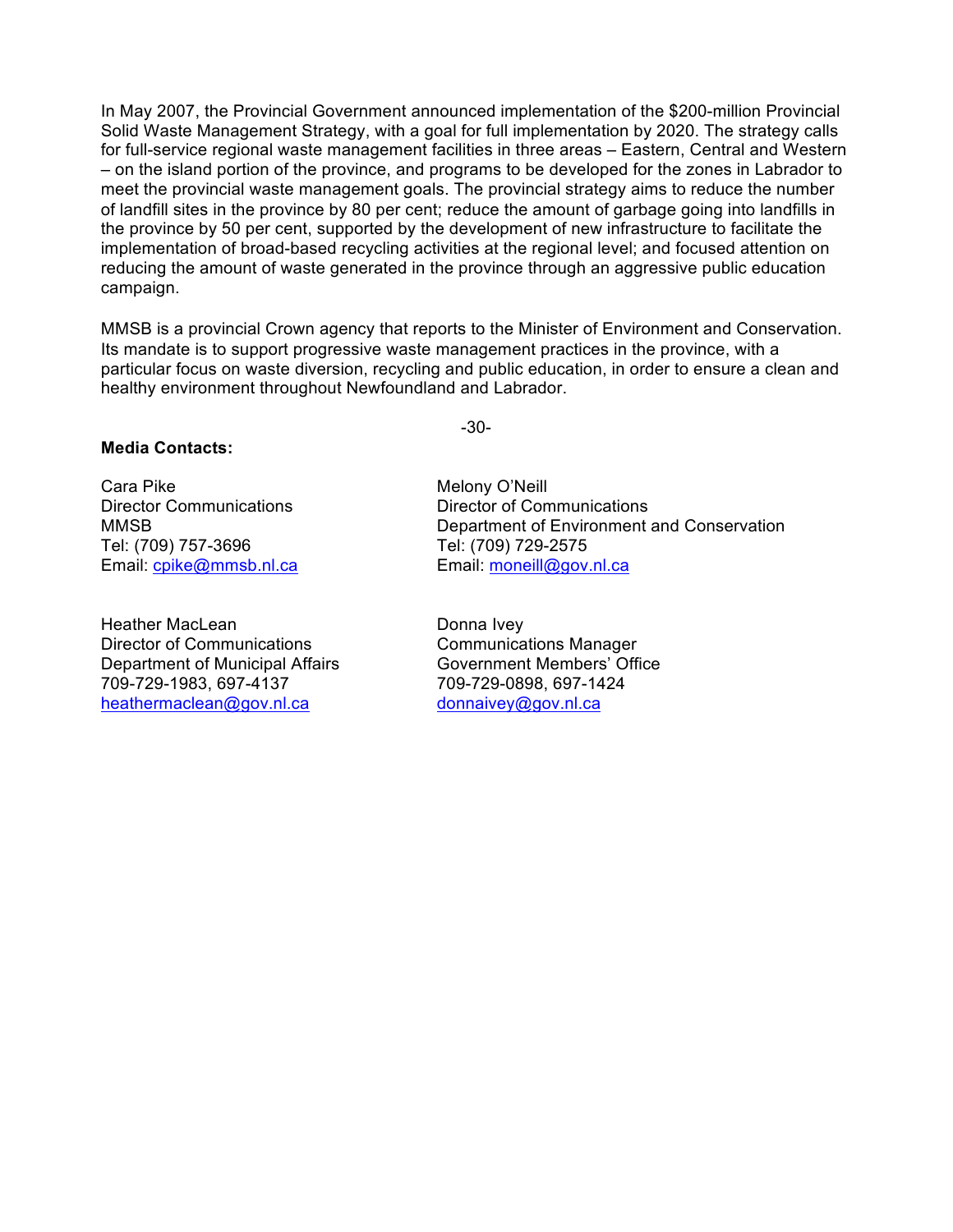In May 2007, the Provincial Government announced implementation of the $200-million Provincial Solid Waste Management Strategy, with a goal for full implementation by 2020. The strategy calls for full-service regional waste management facilities in three areas – Eastern, Central and Western – on the island portion of the province, and programs to be developed for the zones in Labrador to meet the provincial waste management goals. The provincial strategy aims to reduce the number of landfill sites in the province by 80 per cent; reduce the amount of garbage going into landfills in the province by 50 per cent, supported by the development of new infrastructure to facilitate the implementation of broad-based recycling activities at the regional level; and focused attention on reducing the amount of waste generated in the province through an aggressive public education campaign.

MMSB is a provincial Crown agency that reports to the Minister of Environment and Conservation. Its mandate is to support progressive waste management practices in the province, with a particular focus on waste diversion, recycling and public education, in order to ensure a clean and healthy environment throughout Newfoundland and Labrador.

-30-

**Media Contacts:**

Cara Pike
Director Communications
MMSB
Tel: (709) 757-3696
Email: cpike@mmsb.nl.ca

Melony O'Neill
Director of Communications
Department of Environment and Conservation
Tel: (709) 729-2575
Email: moneill@gov.nl.ca

Heather MacLean
Director of Communications
Department of Municipal Affairs
709-729-1983, 697-4137
heathermaclean@gov.nl.ca

Donna Ivey
Communications Manager
Government Members' Office
709-729-0898, 697-1424
donnaivey@gov.nl.ca